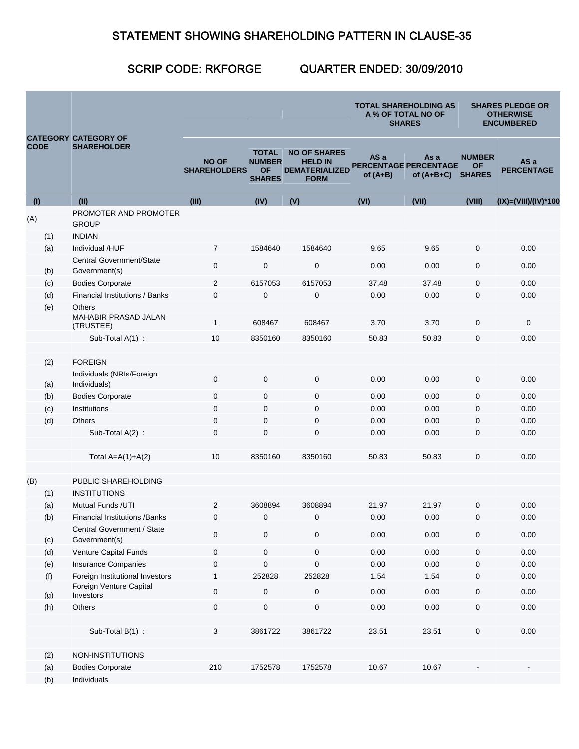# STATEMENT SHOWING SHAREHOLDING PATTERN IN CLAUSE-35

## SCRIP CODE: RKFORGE QUARTER ENDED: 30/09/2010

| CATEGORY CODE | CATEGORY OF SHAREHOLDER | NO OF SHAREHOLDERS | TOTAL NUMBER OF SHARES | NO OF SHARES HELD IN DEMATERIALIZED FORM | TOTAL SHAREHOLDING AS A % OF TOTAL NO OF SHARES | | SHARES PLEDGE OR OTHERWISE ENCUMBERED | |
|---|---|---|---|---|---|---|---|---|
| | | | | | AS a PERCENTAGE of (A+B) | As a PERCENTAGE of (A+B+C) | NUMBER OF SHARES | AS a PERCENTAGE |
| (I) | (II) | (III) | (IV) | (V) | (VI) | (VII) | (VIII) | (IX)=(VIII)/(IV)*100 |
| (A) | PROMOTER AND PROMOTER GROUP | | | | | | | |
| (1) | INDIAN | | | | | | | |
| (a) | Individual /HUF | 7 | 1584640 | 1584640 | 9.65 | 9.65 | 0 | 0.00 |
| (b) | Central Government/State Government(s) | 0 | 0 | 0 | 0.00 | 0.00 | 0 | 0.00 |
| (c) | Bodies Corporate | 2 | 6157053 | 6157053 | 37.48 | 37.48 | 0 | 0.00 |
| (d) | Financial Institutions / Banks | 0 | 0 | 0 | 0.00 | 0.00 | 0 | 0.00 |
| (e) | Others | | | | | | | |
| | MAHABIR PRASAD JALAN (TRUSTEE) | 1 | 608467 | 608467 | 3.70 | 3.70 | 0 | 0 |
| | Sub-Total A(1) : | 10 | 8350160 | 8350160 | 50.83 | 50.83 | 0 | 0.00 |
| (2) | FOREIGN | | | | | | | |
| (a) | Individuals (NRIs/Foreign Individuals) | 0 | 0 | 0 | 0.00 | 0.00 | 0 | 0.00 |
| (b) | Bodies Corporate | 0 | 0 | 0 | 0.00 | 0.00 | 0 | 0.00 |
| (c) | Institutions | 0 | 0 | 0 | 0.00 | 0.00 | 0 | 0.00 |
| (d) | Others | 0 | 0 | 0 | 0.00 | 0.00 | 0 | 0.00 |
| | Sub-Total A(2) : | 0 | 0 | 0 | 0.00 | 0.00 | 0 | 0.00 |
| | Total A=A(1)+A(2) | 10 | 8350160 | 8350160 | 50.83 | 50.83 | 0 | 0.00 |
| (B) | PUBLIC SHAREHOLDING | | | | | | | |
| (1) | INSTITUTIONS | | | | | | | |
| (a) | Mutual Funds /UTI | 2 | 3608894 | 3608894 | 21.97 | 21.97 | 0 | 0.00 |
| (b) | Financial Institutions /Banks | 0 | 0 | 0 | 0.00 | 0.00 | 0 | 0.00 |
| (c) | Central Government / State Government(s) | 0 | 0 | 0 | 0.00 | 0.00 | 0 | 0.00 |
| (d) | Venture Capital Funds | 0 | 0 | 0 | 0.00 | 0.00 | 0 | 0.00 |
| (e) | Insurance Companies | 0 | 0 | 0 | 0.00 | 0.00 | 0 | 0.00 |
| (f) | Foreign Institutional Investors | 1 | 252828 | 252828 | 1.54 | 1.54 | 0 | 0.00 |
| (g) | Foreign Venture Capital Investors | 0 | 0 | 0 | 0.00 | 0.00 | 0 | 0.00 |
| (h) | Others | 0 | 0 | 0 | 0.00 | 0.00 | 0 | 0.00 |
| | Sub-Total B(1) : | 3 | 3861722 | 3861722 | 23.51 | 23.51 | 0 | 0.00 |
| (2) | NON-INSTITUTIONS | | | | | | | |
| (a) | Bodies Corporate | 210 | 1752578 | 1752578 | 10.67 | 10.67 | - | - |
| (b) | Individuals | | | | | | | |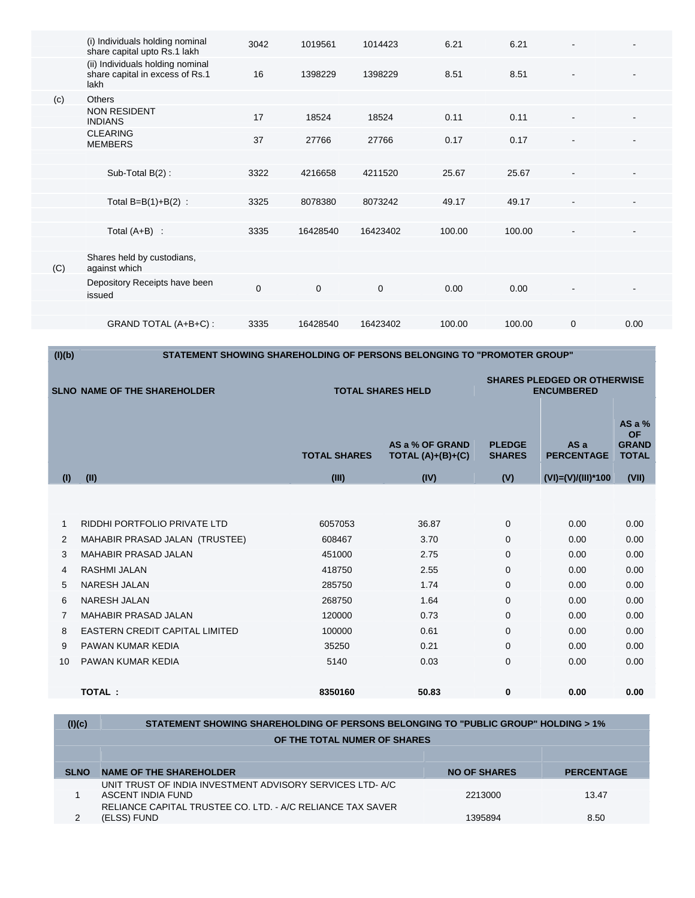| | | | | | | | | |
|---|---|---|---|---|---|---|---|---|
| | (i) Individuals holding nominal share capital upto Rs.1 lakh | 3042 | 1019561 | 1014423 | 6.21 | 6.21 | - | - |
| | (ii) Individuals holding nominal share capital in excess of Rs.1 lakh | 16 | 1398229 | 1398229 | 8.51 | 8.51 | - | - |
| (c) | Others | | | | | | | |
| | NON RESIDENT INDIANS | 17 | 18524 | 18524 | 0.11 | 0.11 | - | - |
| | CLEARING MEMBERS | 37 | 27766 | 27766 | 0.17 | 0.17 | - | - |
| | Sub-Total B(2) : | 3322 | 4216658 | 4211520 | 25.67 | 25.67 | - | - |
| | Total B=B(1)+B(2) : | 3325 | 8078380 | 8073242 | 49.17 | 49.17 | - | - |
| | Total (A+B) : | 3335 | 16428540 | 16423402 | 100.00 | 100.00 | - | - |
| (C) | Shares held by custodians, against which Depository Receipts have been issued | 0 | 0 | 0 | 0.00 | 0.00 | - | - |
| | GRAND TOTAL (A+B+C) : | 3335 | 16428540 | 16423402 | 100.00 | 100.00 | 0 | 0.00 |

**(I)(b) STATEMENT SHOWING SHAREHOLDING OF PERSONS BELONGING TO "PROMOTER GROUP"**

| SLNO | NAME OF THE SHAREHOLDER | TOTAL SHARES HELD | | SHARES PLEDGED OR OTHERWISE ENCUMBERED | | |
|---|---|---|---|---|---|---|
| | | TOTAL SHARES | AS a % OF GRAND TOTAL (A)+(B)+(C) | PLEDGE SHARES | AS a PERCENTAGE | AS a % OF GRAND TOTAL |
| (I) | (II) | (III) | (IV) | (V) | (VI)=(V)/(III)*100 | (VII) |
| 1 | RIDDHI PORTFOLIO PRIVATE LTD | 6057053 | 36.87 | 0 | 0.00 | 0.00 |
| 2 | MAHABIR PRASAD JALAN (TRUSTEE) | 608467 | 3.70 | 0 | 0.00 | 0.00 |
| 3 | MAHABIR PRASAD JALAN | 451000 | 2.75 | 0 | 0.00 | 0.00 |
| 4 | RASHMI JALAN | 418750 | 2.55 | 0 | 0.00 | 0.00 |
| 5 | NARESH JALAN | 285750 | 1.74 | 0 | 0.00 | 0.00 |
| 6 | NARESH JALAN | 268750 | 1.64 | 0 | 0.00 | 0.00 |
| 7 | MAHABIR PRASAD JALAN | 120000 | 0.73 | 0 | 0.00 | 0.00 |
| 8 | EASTERN CREDIT CAPITAL LIMITED | 100000 | 0.61 | 0 | 0.00 | 0.00 |
| 9 | PAWAN KUMAR KEDIA | 35250 | 0.21 | 0 | 0.00 | 0.00 |
| 10 | PAWAN KUMAR KEDIA | 5140 | 0.03 | 0 | 0.00 | 0.00 |
| | **TOTAL :** | **8350160** | **50.83** | **0** | **0.00** | **0.00** |

**(I)(c) STATEMENT SHOWING SHAREHOLDING OF PERSONS BELONGING TO "PUBLIC GROUP" HOLDING > 1% OF THE TOTAL NUMER OF SHARES**

| SLNO | NAME OF THE SHAREHOLDER | NO OF SHARES | PERCENTAGE |
|---|---|---|---|
| 1 | UNIT TRUST OF INDIA INVESTMENT ADVISORY SERVICES LTD- A/C ASCENT INDIA FUND | 2213000 | 13.47 |
| 2 | RELIANCE CAPITAL TRUSTEE CO. LTD. - A/C RELIANCE TAX SAVER (ELSS) FUND | 1395894 | 8.50 |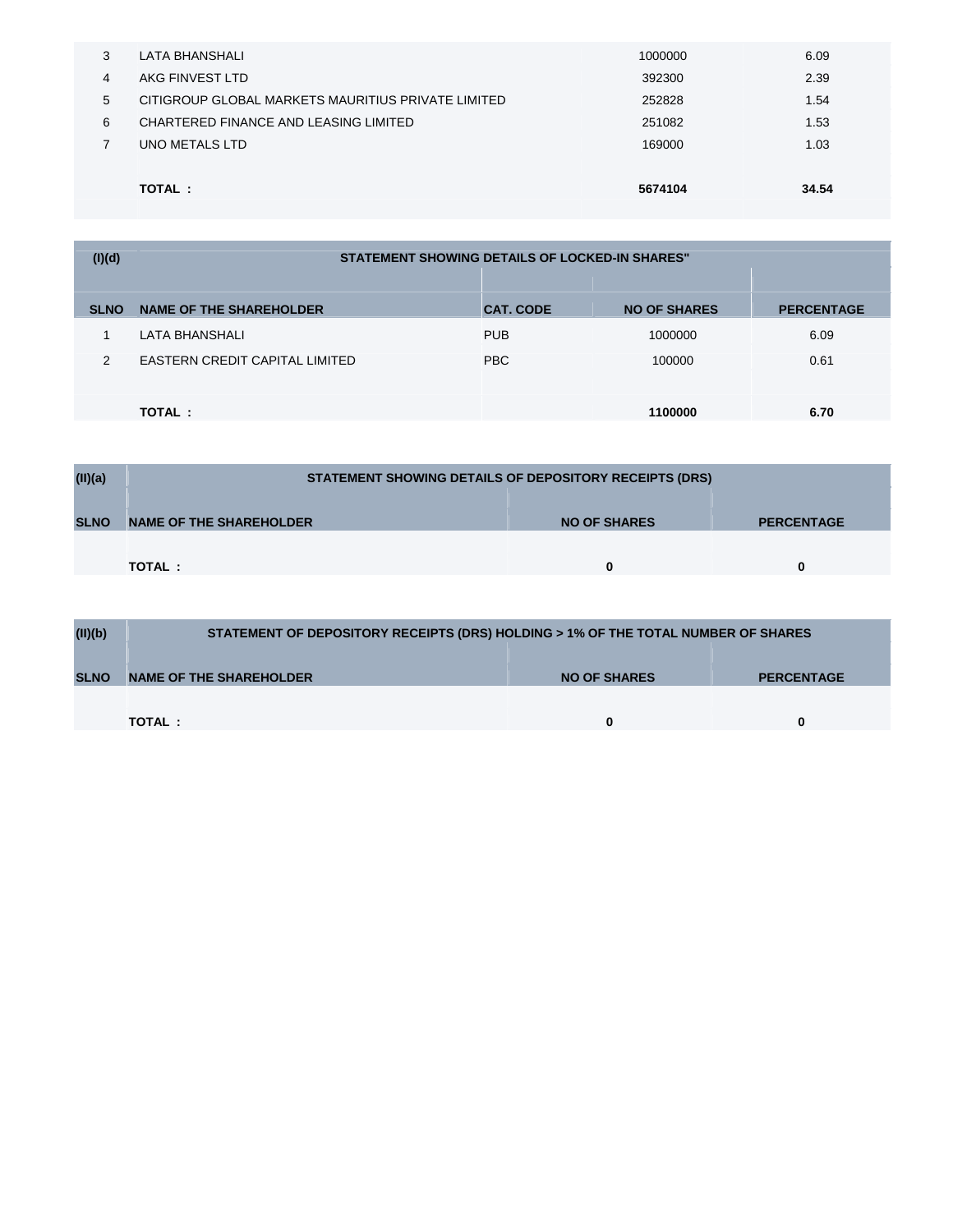| | | | |
|---|---|---|---|
| 3 | LATA BHANSHALI | 1000000 | 6.09 |
| 4 | AKG FINVEST LTD | 392300 | 2.39 |
| 5 | CITIGROUP GLOBAL MARKETS MAURITIUS PRIVATE LIMITED | 252828 | 1.54 |
| 6 | CHARTERED FINANCE AND LEASING LIMITED | 251082 | 1.53 |
| 7 | UNO METALS LTD | 169000 | 1.03 |
| | **TOTAL :** | **5674104** | **34.54** |

**(I)(d) STATEMENT SHOWING DETAILS OF LOCKED-IN SHARES"**

| SLNO | NAME OF THE SHAREHOLDER | CAT. CODE | NO OF SHARES | PERCENTAGE |
|---|---|---|---|---|
| 1 | LATA BHANSHALI | PUB | 1000000 | 6.09 |
| 2 | EASTERN CREDIT CAPITAL LIMITED | PBC | 100000 | 0.61 |
| | **TOTAL :** | | **1100000** | **6.70** |

**(II)(a) STATEMENT SHOWING DETAILS OF DEPOSITORY RECEIPTS (DRS)**

| SLNO | NAME OF THE SHAREHOLDER | NO OF SHARES | PERCENTAGE |
|---|---|---|---|
| | **TOTAL :** | **0** | **0** |

**(II)(b) STATEMENT OF DEPOSITORY RECEIPTS (DRS) HOLDING > 1% OF THE TOTAL NUMBER OF SHARES**

| SLNO | NAME OF THE SHAREHOLDER | NO OF SHARES | PERCENTAGE |
|---|---|---|---|
| | **TOTAL :** | **0** | **0** |